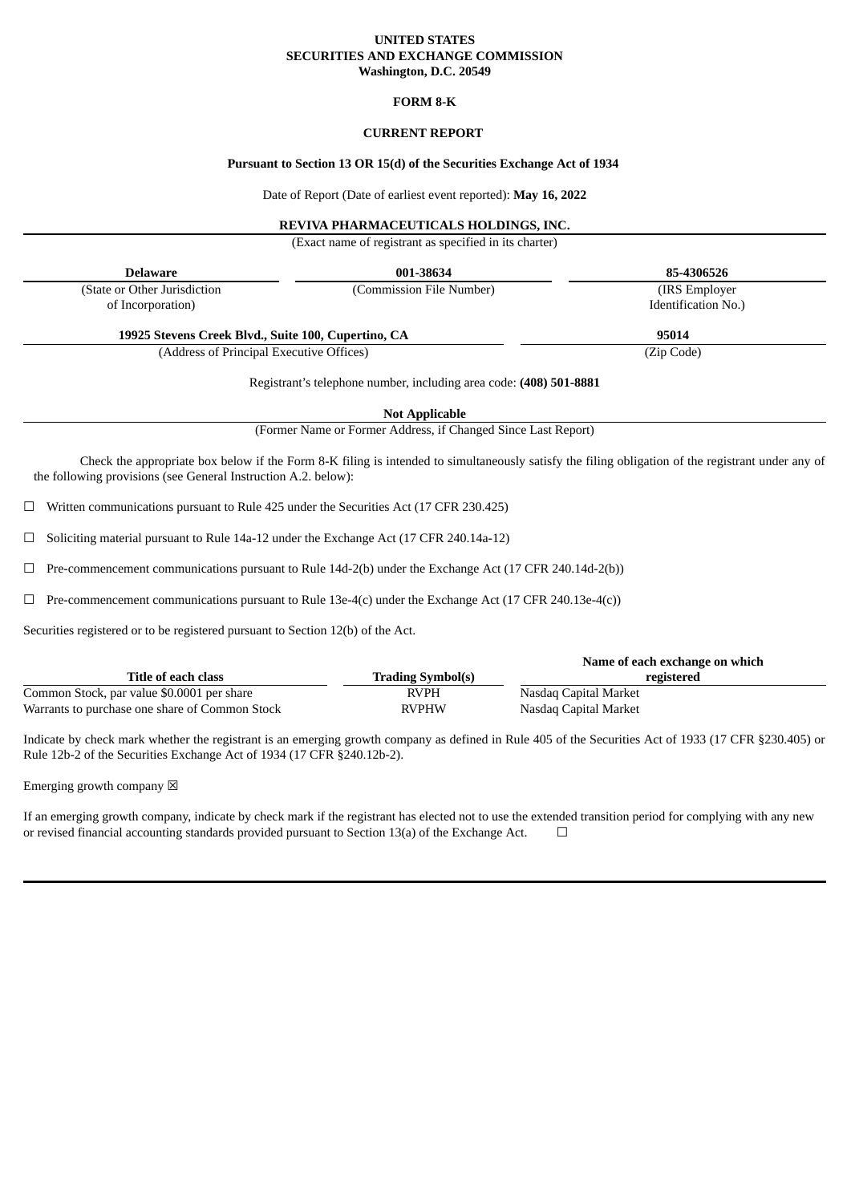**UNITED STATES**
**SECURITIES AND EXCHANGE COMMISSION**
**Washington, D.C. 20549**

**FORM 8-K**

**CURRENT REPORT**

**Pursuant to Section 13 OR 15(d) of the Securities Exchange Act of 1934**

Date of Report (Date of earliest event reported): **May 16, 2022**

**REVIVA PHARMACEUTICALS HOLDINGS, INC.**
(Exact name of registrant as specified in its charter)

| **Delaware** | **001-38634** | **85-4306526** |
| --- | --- | --- |
| (State or Other Jurisdiction of Incorporation) | (Commission File Number) | (IRS Employer Identification No.) |

| **19925 Stevens Creek Blvd., Suite 100, Cupertino, CA** | **95014** |
| --- | --- |
| (Address of Principal Executive Offices) | (Zip Code) |

Registrant's telephone number, including area code: **(408) 501-8881**

**Not Applicable**
(Former Name or Former Address, if Changed Since Last Report)

Check the appropriate box below if the Form 8-K filing is intended to simultaneously satisfy the filing obligation of the registrant under any of the following provisions (see General Instruction A.2. below):

☐ Written communications pursuant to Rule 425 under the Securities Act (17 CFR 230.425)

☐ Soliciting material pursuant to Rule 14a-12 under the Exchange Act (17 CFR 240.14a-12)

☐ Pre-commencement communications pursuant to Rule 14d-2(b) under the Exchange Act (17 CFR 240.14d-2(b))

☐ Pre-commencement communications pursuant to Rule 13e-4(c) under the Exchange Act (17 CFR 240.13e-4(c))

Securities registered or to be registered pursuant to Section 12(b) of the Act.

| Title of each class | Trading Symbol(s) | Name of each exchange on which registered |
| --- | --- | --- |
| Common Stock, par value $0.0001 per share | RVPH | Nasdaq Capital Market |
| Warrants to purchase one share of Common Stock | RVPHW | Nasdaq Capital Market |

Indicate by check mark whether the registrant is an emerging growth company as defined in Rule 405 of the Securities Act of 1933 (17 CFR §230.405) or Rule 12b-2 of the Securities Exchange Act of 1934 (17 CFR §240.12b-2).

Emerging growth company ☒

If an emerging growth company, indicate by check mark if the registrant has elected not to use the extended transition period for complying with any new or revised financial accounting standards provided pursuant to Section 13(a) of the Exchange Act. ☐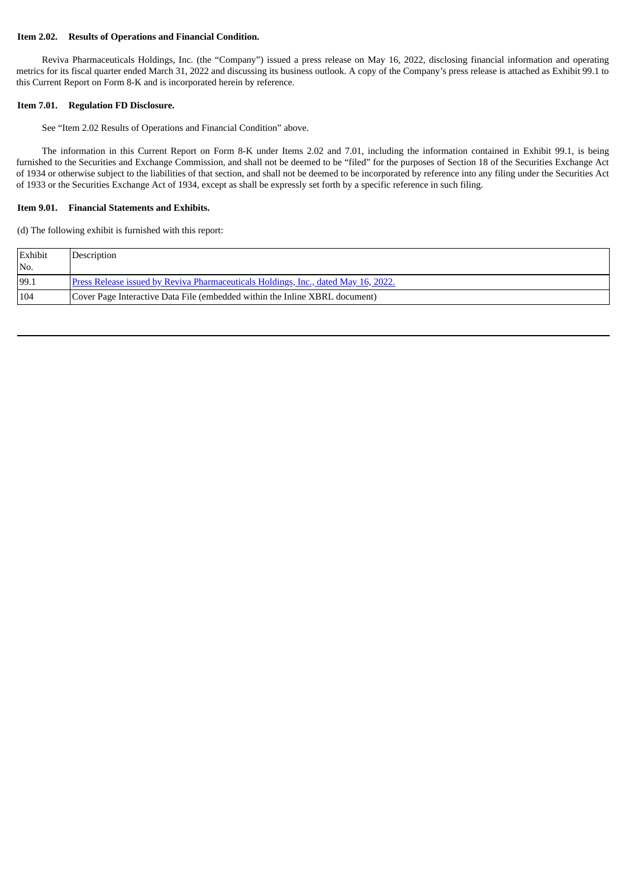**Item 2.02. Results of Operations and Financial Condition.**

Reviva Pharmaceuticals Holdings, Inc. (the "Company") issued a press release on May 16, 2022, disclosing financial information and operating metrics for its fiscal quarter ended March 31, 2022 and discussing its business outlook. A copy of the Company's press release is attached as Exhibit 99.1 to this Current Report on Form 8-K and is incorporated herein by reference.

**Item 7.01. Regulation FD Disclosure.**

See "Item 2.02 Results of Operations and Financial Condition" above.

The information in this Current Report on Form 8-K under Items 2.02 and 7.01, including the information contained in Exhibit 99.1, is being furnished to the Securities and Exchange Commission, and shall not be deemed to be "filed" for the purposes of Section 18 of the Securities Exchange Act of 1934 or otherwise subject to the liabilities of that section, and shall not be deemed to be incorporated by reference into any filing under the Securities Act of 1933 or the Securities Exchange Act of 1934, except as shall be expressly set forth by a specific reference in such filing.

**Item 9.01. Financial Statements and Exhibits.**

(d) The following exhibit is furnished with this report:

| Exhibit No. | Description |
|---|---|
| 99.1 | Press Release issued by Reviva Pharmaceuticals Holdings, Inc., dated May 16, 2022. |
| 104 | Cover Page Interactive Data File (embedded within the Inline XBRL document) |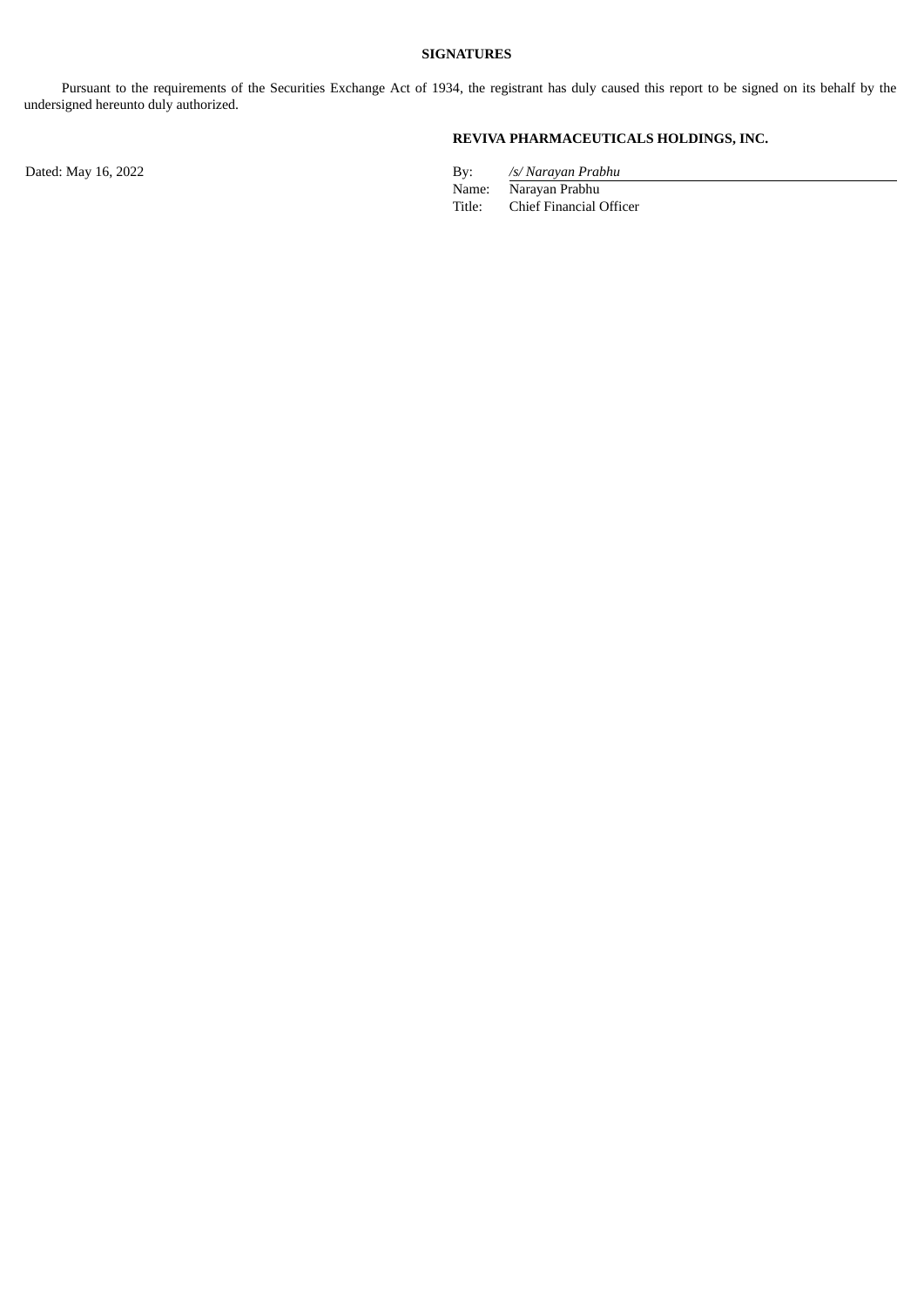**SIGNATURES**

Pursuant to the requirements of the Securities Exchange Act of 1934, the registrant has duly caused this report to be signed on its behalf by the undersigned hereunto duly authorized.

**REVIVA PHARMACEUTICALS HOLDINGS, INC.**

| Dated: May 16, 2022 | By: | */s/ Narayan Prabhu* |
|---|---|---|
| | Name: | Narayan Prabhu |
| | Title: | Chief Financial Officer |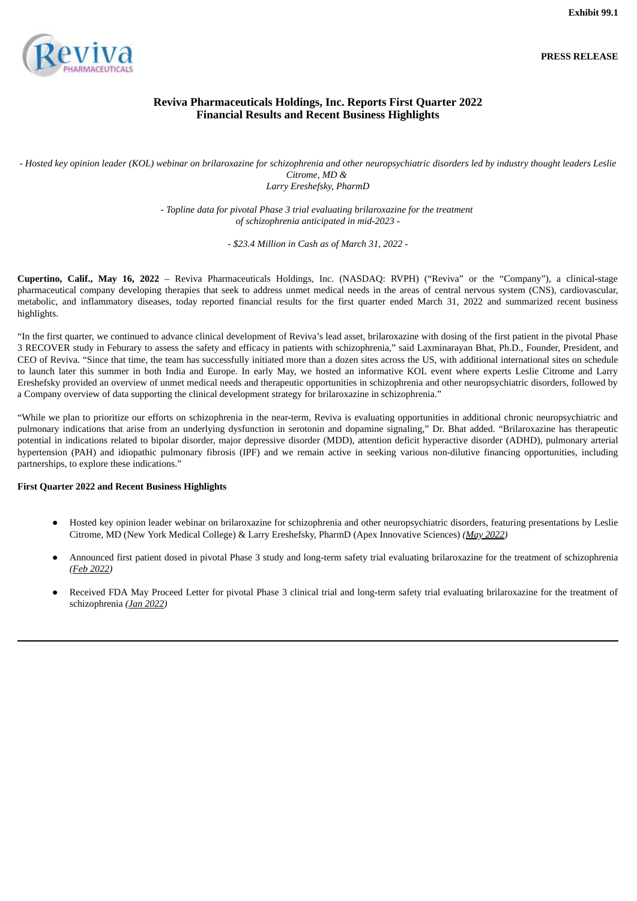Exhibit 99.1

**PRESS RELEASE**

# Reviva Pharmaceuticals Holdings, Inc. Reports First Quarter 2022 Financial Results and Recent Business Highlights

*- Hosted key opinion leader (KOL) webinar on brilaroxazine for schizophrenia and other neuropsychiatric disorders led by industry thought leaders Leslie Citrome, MD & Larry Ereshefsky, PharmD*

*- Topline data for pivotal Phase 3 trial evaluating brilaroxazine for the treatment of schizophrenia anticipated in mid-2023 -*

*- $23.4 Million in Cash as of March 31, 2022 -*

**Cupertino, Calif., May 16, 2022** – Reviva Pharmaceuticals Holdings, Inc. (NASDAQ: RVPH) ("Reviva" or the "Company"), a clinical-stage pharmaceutical company developing therapies that seek to address unmet medical needs in the areas of central nervous system (CNS), cardiovascular, metabolic, and inflammatory diseases, today reported financial results for the first quarter ended March 31, 2022 and summarized recent business highlights.

"In the first quarter, we continued to advance clinical development of Reviva's lead asset, brilaroxazine with dosing of the first patient in the pivotal Phase 3 RECOVER study in Feburary to assess the safety and efficacy in patients with schizophrenia," said Laxminarayan Bhat, Ph.D., Founder, President, and CEO of Reviva. "Since that time, the team has successfully initiated more than a dozen sites across the US, with additional international sites on schedule to launch later this summer in both India and Europe. In early May, we hosted an informative KOL event where experts Leslie Citrome and Larry Ereshefsky provided an overview of unmet medical needs and therapeutic opportunities in schizophrenia and other neuropsychiatric disorders, followed by a Company overview of data supporting the clinical development strategy for brilaroxazine in schizophrenia."

"While we plan to prioritize our efforts on schizophrenia in the near-term, Reviva is evaluating opportunities in additional chronic neuropsychiatric and pulmonary indications that arise from an underlying dysfunction in serotonin and dopamine signaling," Dr. Bhat added. "Brilaroxazine has therapeutic potential in indications related to bipolar disorder, major depressive disorder (MDD), attention deficit hyperactive disorder (ADHD), pulmonary arterial hypertension (PAH) and idiopathic pulmonary fibrosis (IPF) and we remain active in seeking various non-dilutive financing opportunities, including partnerships, to explore these indications."

**First Quarter 2022 and Recent Business Highlights**

- Hosted key opinion leader webinar on brilaroxazine for schizophrenia and other neuropsychiatric disorders, featuring presentations by Leslie Citrome, MD (New York Medical College) & Larry Ereshefsky, PharmD (Apex Innovative Sciences) *(May 2022)*
- Announced first patient dosed in pivotal Phase 3 study and long-term safety trial evaluating brilaroxazine for the treatment of schizophrenia *(Feb 2022)*
- Received FDA May Proceed Letter for pivotal Phase 3 clinical trial and long-term safety trial evaluating brilaroxazine for the treatment of schizophrenia *(Jan 2022)*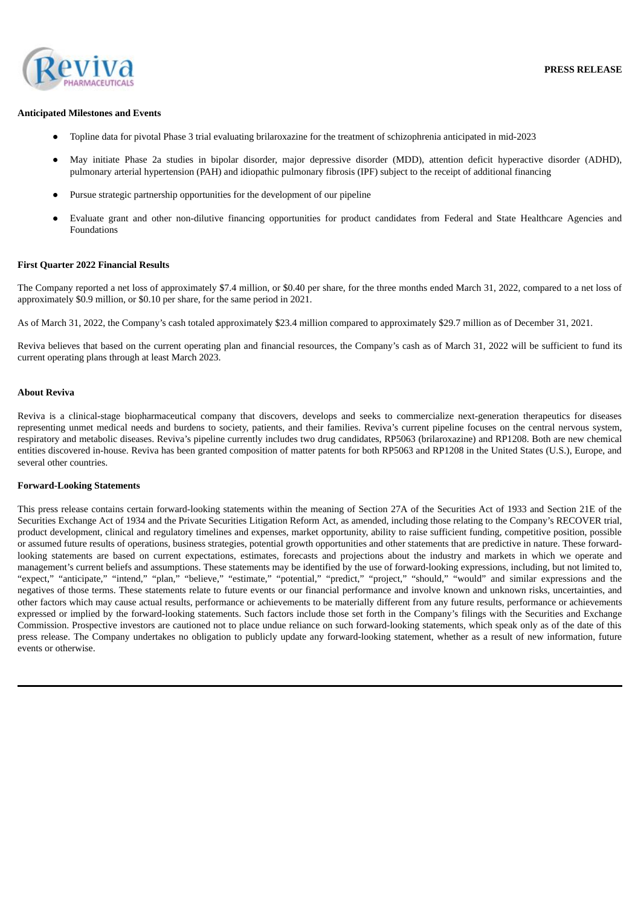**Anticipated Milestones and Events**

- Topline data for pivotal Phase 3 trial evaluating brilaroxazine for the treatment of schizophrenia anticipated in mid-2023
- May initiate Phase 2a studies in bipolar disorder, major depressive disorder (MDD), attention deficit hyperactive disorder (ADHD), pulmonary arterial hypertension (PAH) and idiopathic pulmonary fibrosis (IPF) subject to the receipt of additional financing
- Pursue strategic partnership opportunities for the development of our pipeline
- Evaluate grant and other non-dilutive financing opportunities for product candidates from Federal and State Healthcare Agencies and Foundations

**First Quarter 2022 Financial Results**

The Company reported a net loss of approximately $7.4 million, or $0.40 per share, for the three months ended March 31, 2022, compared to a net loss of approximately $0.9 million, or $0.10 per share, for the same period in 2021.

As of March 31, 2022, the Company's cash totaled approximately $23.4 million compared to approximately $29.7 million as of December 31, 2021.

Reviva believes that based on the current operating plan and financial resources, the Company's cash as of March 31, 2022 will be sufficient to fund its current operating plans through at least March 2023.

**About Reviva**

Reviva is a clinical-stage biopharmaceutical company that discovers, develops and seeks to commercialize next-generation therapeutics for diseases representing unmet medical needs and burdens to society, patients, and their families. Reviva's current pipeline focuses on the central nervous system, respiratory and metabolic diseases. Reviva's pipeline currently includes two drug candidates, RP5063 (brilaroxazine) and RP1208. Both are new chemical entities discovered in-house. Reviva has been granted composition of matter patents for both RP5063 and RP1208 in the United States (U.S.), Europe, and several other countries.

**Forward-Looking Statements**

This press release contains certain forward-looking statements within the meaning of Section 27A of the Securities Act of 1933 and Section 21E of the Securities Exchange Act of 1934 and the Private Securities Litigation Reform Act, as amended, including those relating to the Company's RECOVER trial, product development, clinical and regulatory timelines and expenses, market opportunity, ability to raise sufficient funding, competitive position, possible or assumed future results of operations, business strategies, potential growth opportunities and other statements that are predictive in nature. These forward-looking statements are based on current expectations, estimates, forecasts and projections about the industry and markets in which we operate and management's current beliefs and assumptions. These statements may be identified by the use of forward-looking expressions, including, but not limited to, "expect," "anticipate," "intend," "plan," "believe," "estimate," "potential," "predict," "project," "should," "would" and similar expressions and the negatives of those terms. These statements relate to future events or our financial performance and involve known and unknown risks, uncertainties, and other factors which may cause actual results, performance or achievements to be materially different from any future results, performance or achievements expressed or implied by the forward-looking statements. Such factors include those set forth in the Company's filings with the Securities and Exchange Commission. Prospective investors are cautioned not to place undue reliance on such forward-looking statements, which speak only as of the date of this press release. The Company undertakes no obligation to publicly update any forward-looking statement, whether as a result of new information, future events or otherwise.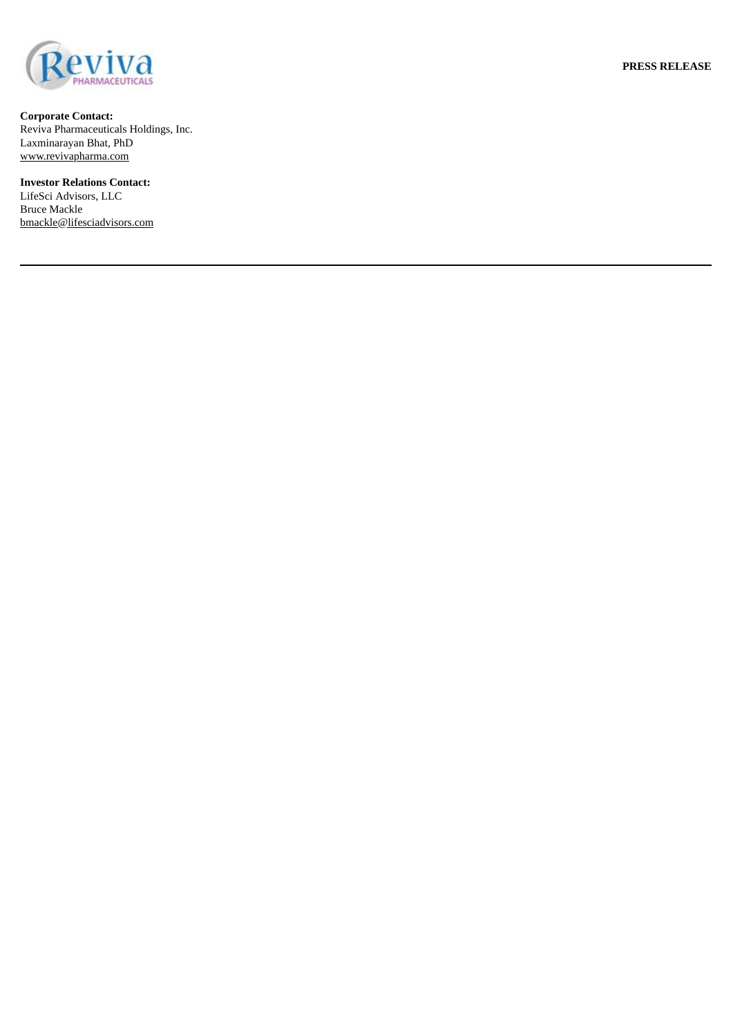**PRESS RELEASE**

**Corporate Contact:**
Reviva Pharmaceuticals Holdings, Inc.
Laxminarayan Bhat, PhD
www.revivapharma.com

**Investor Relations Contact:**
LifeSci Advisors, LLC
Bruce Mackle
bmackle@lifesciadvisors.com

---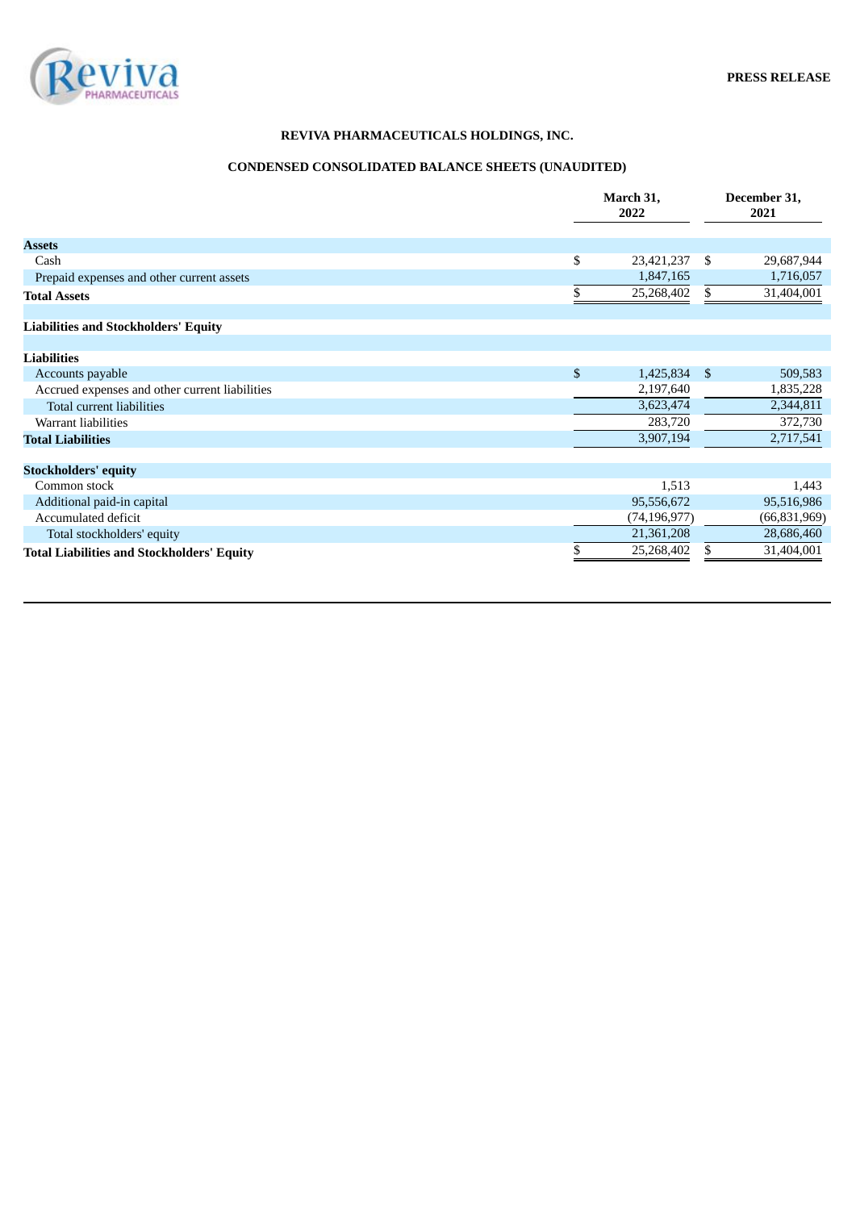PRESS RELEASE

## REVIVA PHARMACEUTICALS HOLDINGS, INC.

## CONDENSED CONSOLIDATED BALANCE SHEETS (UNAUDITED)

| | March 31, 2022 | December 31, 2021 |
|---|---|---|
| **Assets** | | |
| Cash | $ 23,421,237 | $ 29,687,944 |
| Prepaid expenses and other current assets | 1,847,165 | 1,716,057 |
| **Total Assets** | $ 25,268,402 | $ 31,404,001 |
| **Liabilities and Stockholders' Equity** | | |
| **Liabilities** | | |
| Accounts payable | $ 1,425,834 | $ 509,583 |
| Accrued expenses and other current liabilities | 2,197,640 | 1,835,228 |
| Total current liabilities | 3,623,474 | 2,344,811 |
| Warrant liabilities | 283,720 | 372,730 |
| **Total Liabilities** | 3,907,194 | 2,717,541 |
| **Stockholders' equity** | | |
| Common stock | 1,513 | 1,443 |
| Additional paid-in capital | 95,556,672 | 95,516,986 |
| Accumulated deficit | (74,196,977) | (66,831,969) |
| Total stockholders' equity | 21,361,208 | 28,686,460 |
| **Total Liabilities and Stockholders' Equity** | $ 25,268,402 | $ 31,404,001 |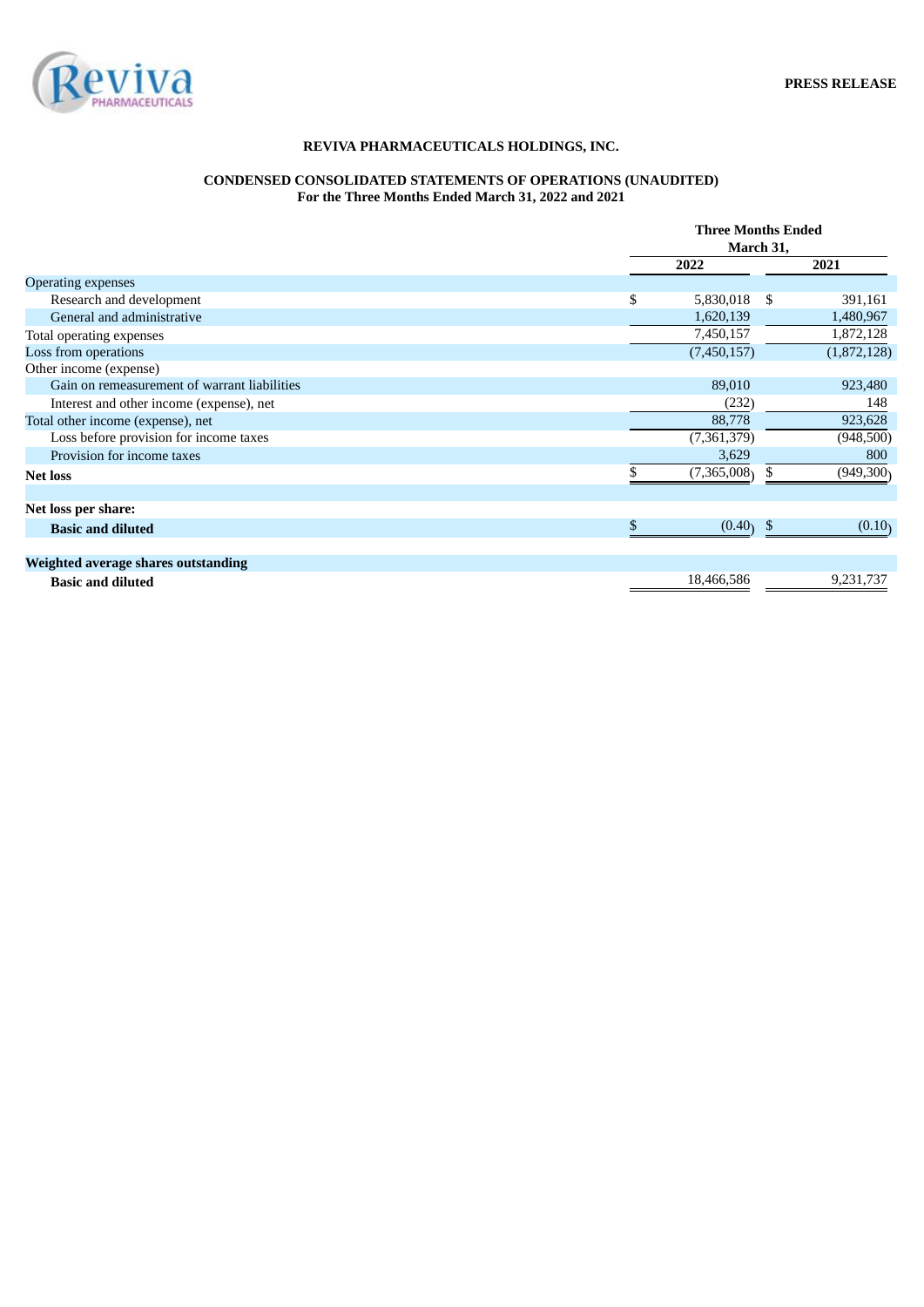PRESS RELEASE

**REVIVA PHARMACEUTICALS HOLDINGS, INC.**

**CONDENSED CONSOLIDATED STATEMENTS OF OPERATIONS (UNAUDITED)**
**For the Three Months Ended March 31, 2022 and 2021**

| | Three Months Ended March 31, | |
|---|---|---|
| | 2022 | 2021 |
| Operating expenses | | |
| Research and development | $ 5,830,018 | $ 391,161 |
| General and administrative | 1,620,139 | 1,480,967 |
| Total operating expenses | 7,450,157 | 1,872,128 |
| Loss from operations | (7,450,157) | (1,872,128) |
| Other income (expense) | | |
| Gain on remeasurement of warrant liabilities | 89,010 | 923,480 |
| Interest and other income (expense), net | (232) | 148 |
| Total other income (expense), net | 88,778 | 923,628 |
| Loss before provision for income taxes | (7,361,379) | (948,500) |
| Provision for income taxes | 3,629 | 800 |
| **Net loss** | $ (7,365,008) | $ (949,300) |
| | | |
| **Net loss per share:** | | |
| **Basic and diluted** | $ (0.40) | $ (0.10) |
| | | |
| **Weighted average shares outstanding** | | |
| **Basic and diluted** | 18,466,586 | 9,231,737 |